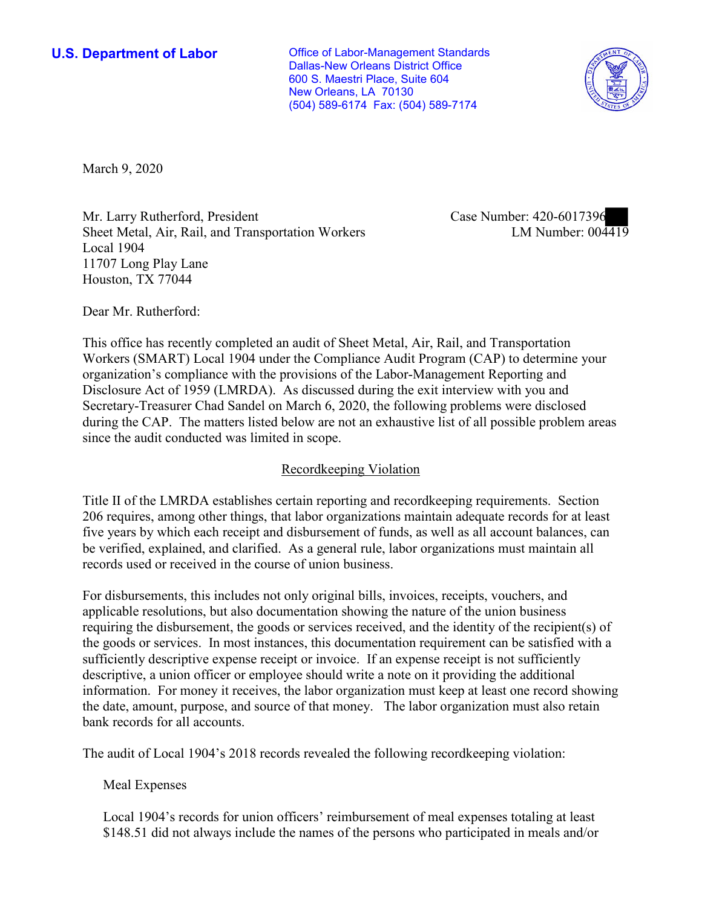**U.S. Department of Labor**

Office of Labor-Management Standards
Dallas-New Orleans District Office
600 S. Maestri Place, Suite 604
New Orleans, LA 70130
(504) 589-6174 Fax: (504) 589-7174

March 9, 2020

Mr. Larry Rutherford, President
Sheet Metal, Air, Rail, and Transportation Workers
Local 1904
11707 Long Play Lane
Houston, TX 77044

Case Number: 420-6017396
LM Number: 004419

Dear Mr. Rutherford:

This office has recently completed an audit of Sheet Metal, Air, Rail, and Transportation Workers (SMART) Local 1904 under the Compliance Audit Program (CAP) to determine your organization's compliance with the provisions of the Labor-Management Reporting and Disclosure Act of 1959 (LMRDA). As discussed during the exit interview with you and Secretary-Treasurer Chad Sandel on March 6, 2020, the following problems were disclosed during the CAP. The matters listed below are not an exhaustive list of all possible problem areas since the audit conducted was limited in scope.

## Recordkeeping Violation

Title II of the LMRDA establishes certain reporting and recordkeeping requirements. Section 206 requires, among other things, that labor organizations maintain adequate records for at least five years by which each receipt and disbursement of funds, as well as all account balances, can be verified, explained, and clarified. As a general rule, labor organizations must maintain all records used or received in the course of union business.

For disbursements, this includes not only original bills, invoices, receipts, vouchers, and applicable resolutions, but also documentation showing the nature of the union business requiring the disbursement, the goods or services received, and the identity of the recipient(s) of the goods or services. In most instances, this documentation requirement can be satisfied with a sufficiently descriptive expense receipt or invoice. If an expense receipt is not sufficiently descriptive, a union officer or employee should write a note on it providing the additional information. For money it receives, the labor organization must keep at least one record showing the date, amount, purpose, and source of that money. The labor organization must also retain bank records for all accounts.

The audit of Local 1904's 2018 records revealed the following recordkeeping violation:

Meal Expenses

Local 1904's records for union officers' reimbursement of meal expenses totaling at least $148.51 did not always include the names of the persons who participated in meals and/or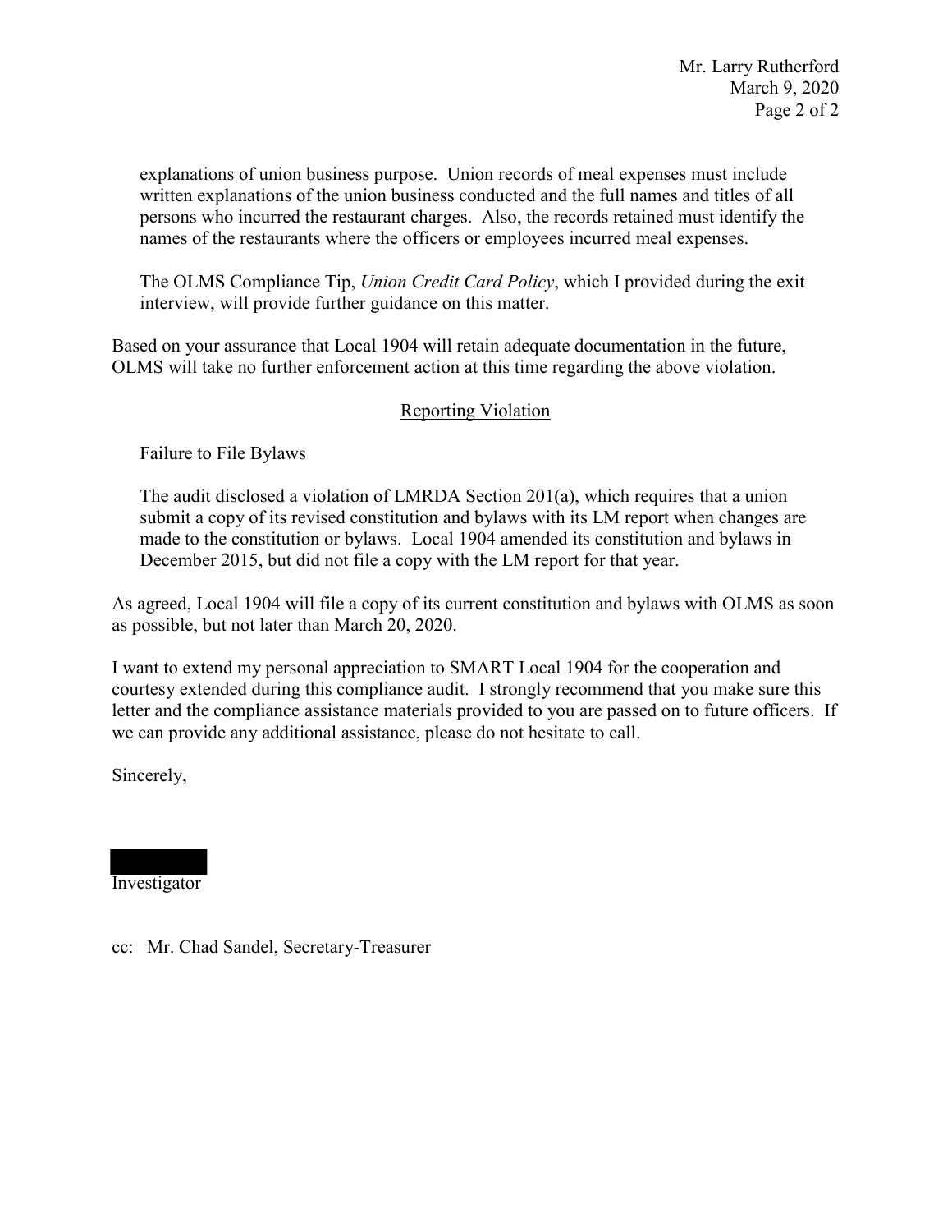explanations of union business purpose. Union records of meal expenses must include written explanations of the union business conducted and the full names and titles of all persons who incurred the restaurant charges. Also, the records retained must identify the names of the restaurants where the officers or employees incurred meal expenses.

The OLMS Compliance Tip, *Union Credit Card Policy*, which I provided during the exit interview, will provide further guidance on this matter.

Based on your assurance that Local 1904 will retain adequate documentation in the future, OLMS will take no further enforcement action at this time regarding the above violation.

## Reporting Violation

Failure to File Bylaws

The audit disclosed a violation of LMRDA Section 201(a), which requires that a union submit a copy of its revised constitution and bylaws with its LM report when changes are made to the constitution or bylaws. Local 1904 amended its constitution and bylaws in December 2015, but did not file a copy with the LM report for that year.

As agreed, Local 1904 will file a copy of its current constitution and bylaws with OLMS as soon as possible, but not later than March 20, 2020.

I want to extend my personal appreciation to SMART Local 1904 for the cooperation and courtesy extended during this compliance audit. I strongly recommend that you make sure this letter and the compliance assistance materials provided to you are passed on to future officers. If we can provide any additional assistance, please do not hesitate to call.

Sincerely,

Investigator

cc: Mr. Chad Sandel, Secretary-Treasurer